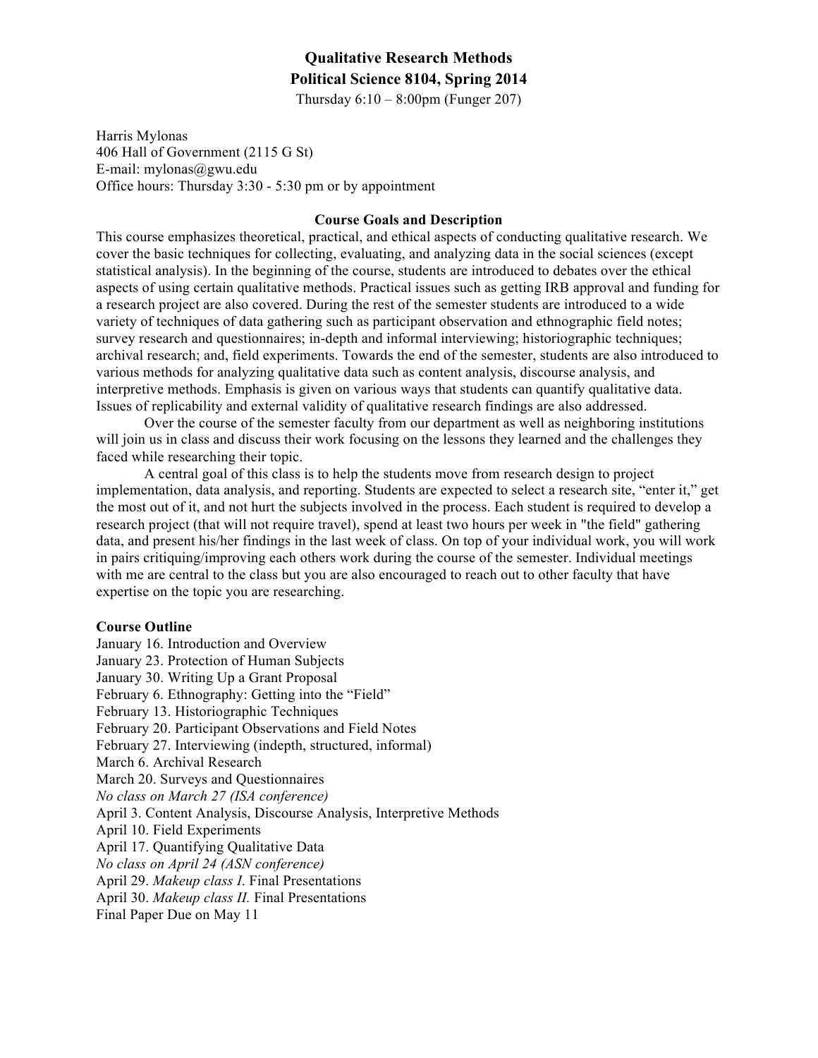# Qualitative Research Methods
## Political Science 8104, Spring 2014

Thursday 6:10 – 8:00pm (Funger 207)

Harris Mylonas
406 Hall of Government (2115 G St)
E-mail: mylonas@gwu.edu
Office hours: Thursday 3:30 - 5:30 pm or by appointment

### Course Goals and Description

This course emphasizes theoretical, practical, and ethical aspects of conducting qualitative research. We cover the basic techniques for collecting, evaluating, and analyzing data in the social sciences (except statistical analysis). In the beginning of the course, students are introduced to debates over the ethical aspects of using certain qualitative methods. Practical issues such as getting IRB approval and funding for a research project are also covered. During the rest of the semester students are introduced to a wide variety of techniques of data gathering such as participant observation and ethnographic field notes; survey research and questionnaires; in-depth and informal interviewing; historiographic techniques; archival research; and, field experiments. Towards the end of the semester, students are also introduced to various methods for analyzing qualitative data such as content analysis, discourse analysis, and interpretive methods. Emphasis is given on various ways that students can quantify qualitative data. Issues of replicability and external validity of qualitative research findings are also addressed.

Over the course of the semester faculty from our department as well as neighboring institutions will join us in class and discuss their work focusing on the lessons they learned and the challenges they faced while researching their topic.

A central goal of this class is to help the students move from research design to project implementation, data analysis, and reporting. Students are expected to select a research site, "enter it," get the most out of it, and not hurt the subjects involved in the process. Each student is required to develop a research project (that will not require travel), spend at least two hours per week in "the field" gathering data, and present his/her findings in the last week of class. On top of your individual work, you will work in pairs critiquing/improving each others work during the course of the semester. Individual meetings with me are central to the class but you are also encouraged to reach out to other faculty that have expertise on the topic you are researching.

**Course Outline**

January 16. Introduction and Overview
January 23. Protection of Human Subjects
January 30. Writing Up a Grant Proposal
February 6. Ethnography: Getting into the "Field"
February 13. Historiographic Techniques
February 20. Participant Observations and Field Notes
February 27. Interviewing (indepth, structured, informal)
March 6. Archival Research
March 20. Surveys and Questionnaires
*No class on March 27 (ISA conference)*
April 3. Content Analysis, Discourse Analysis, Interpretive Methods
April 10. Field Experiments
April 17. Quantifying Qualitative Data
*No class on April 24 (ASN conference)*
April 29. *Makeup class I*. Final Presentations
April 30. *Makeup class II.* Final Presentations
Final Paper Due on May 11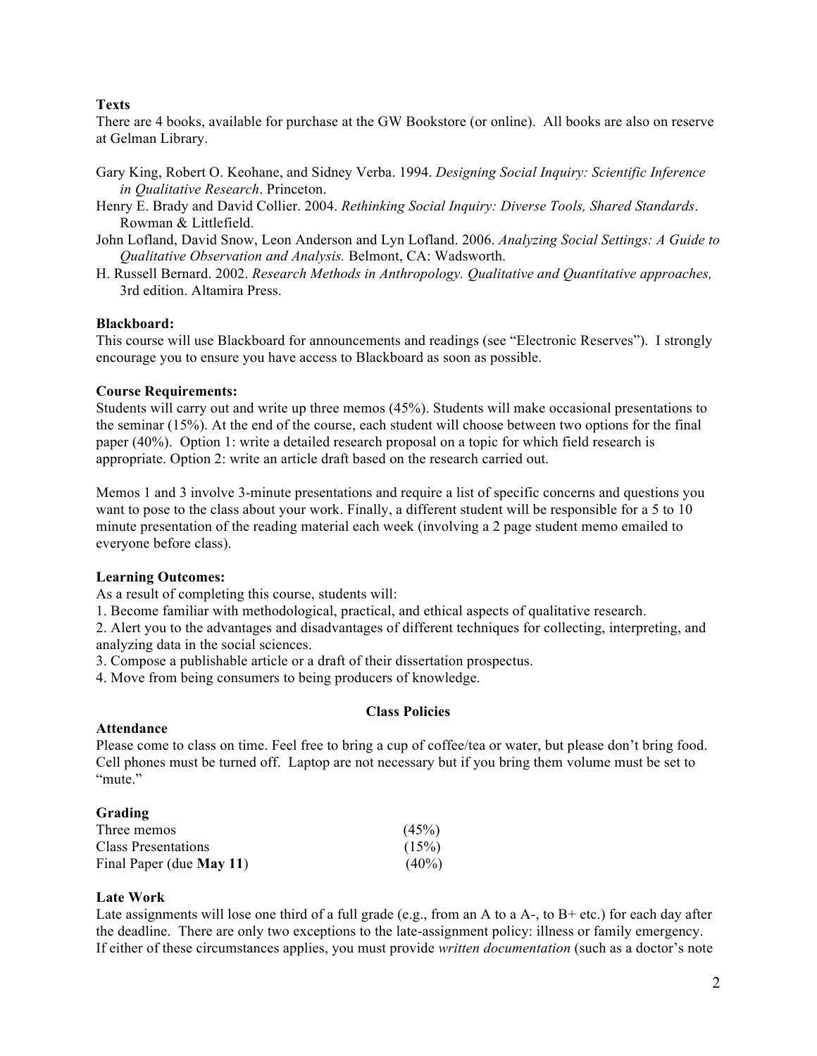**Texts**

There are 4 books, available for purchase at the GW Bookstore (or online). All books are also on reserve at Gelman Library.

Gary King, Robert O. Keohane, and Sidney Verba. 1994. *Designing Social Inquiry: Scientific Inference in Qualitative Research*. Princeton.

Henry E. Brady and David Collier. 2004. *Rethinking Social Inquiry: Diverse Tools, Shared Standards*. Rowman & Littlefield.

John Lofland, David Snow, Leon Anderson and Lyn Lofland. 2006. *Analyzing Social Settings: A Guide to Qualitative Observation and Analysis.* Belmont, CA: Wadsworth.

H. Russell Bernard. 2002. *Research Methods in Anthropology. Qualitative and Quantitative approaches,* 3rd edition. Altamira Press.

**Blackboard:**

This course will use Blackboard for announcements and readings (see "Electronic Reserves"). I strongly encourage you to ensure you have access to Blackboard as soon as possible.

**Course Requirements:**

Students will carry out and write up three memos (45%). Students will make occasional presentations to the seminar (15%). At the end of the course, each student will choose between two options for the final paper (40%). Option 1: write a detailed research proposal on a topic for which field research is appropriate. Option 2: write an article draft based on the research carried out.

Memos 1 and 3 involve 3-minute presentations and require a list of specific concerns and questions you want to pose to the class about your work. Finally, a different student will be responsible for a 5 to 10 minute presentation of the reading material each week (involving a 2 page student memo emailed to everyone before class).

**Learning Outcomes:**

As a result of completing this course, students will:

1. Become familiar with methodological, practical, and ethical aspects of qualitative research.
2. Alert you to the advantages and disadvantages of different techniques for collecting, interpreting, and analyzing data in the social sciences.
3. Compose a publishable article or a draft of their dissertation prospectus.
4. Move from being consumers to being producers of knowledge.

## Class Policies

**Attendance**

Please come to class on time. Feel free to bring a cup of coffee/tea or water, but please don't bring food. Cell phones must be turned off. Laptop are not necessary but if you bring them volume must be set to "mute."

**Grading**

| | |
|---|---|
| Three memos | (45%) |
| Class Presentations | (15%) |
| Final Paper (due **May 11**) | (40%) |

**Late Work**

Late assignments will lose one third of a full grade (e.g., from an A to a A-, to B+ etc.) for each day after the deadline. There are only two exceptions to the late-assignment policy: illness or family emergency. If either of these circumstances applies, you must provide *written documentation* (such as a doctor's note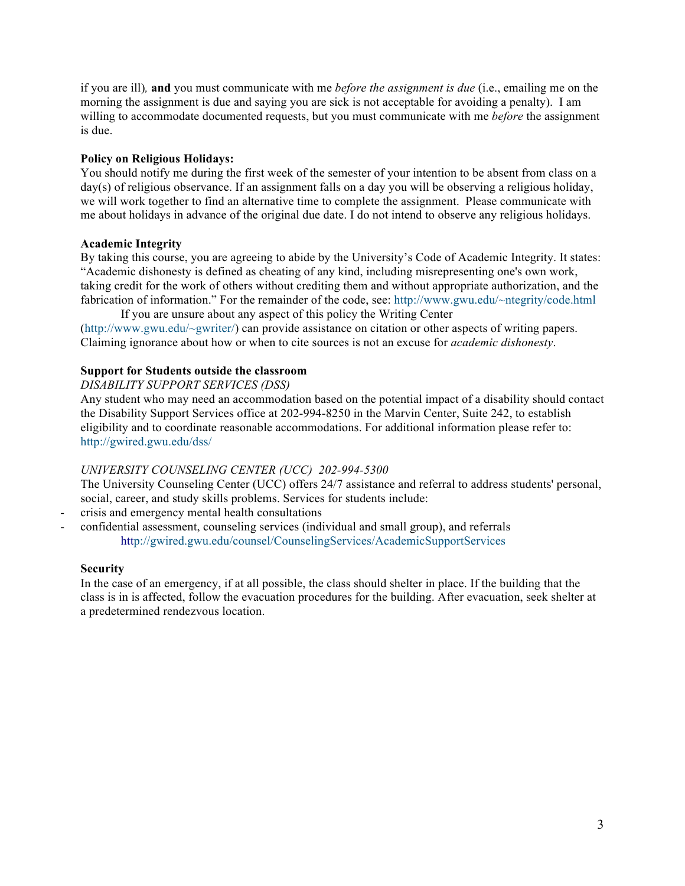if you are ill), **and** you must communicate with me *before the assignment is due* (i.e., emailing me on the morning the assignment is due and saying you are sick is not acceptable for avoiding a penalty). I am willing to accommodate documented requests, but you must communicate with me *before* the assignment is due.

**Policy on Religious Holidays:**
You should notify me during the first week of the semester of your intention to be absent from class on a day(s) of religious observance. If an assignment falls on a day you will be observing a religious holiday, we will work together to find an alternative time to complete the assignment. Please communicate with me about holidays in advance of the original due date. I do not intend to observe any religious holidays.

**Academic Integrity**
By taking this course, you are agreeing to abide by the University's Code of Academic Integrity. It states: "Academic dishonesty is defined as cheating of any kind, including misrepresenting one's own work, taking credit for the work of others without crediting them and without appropriate authorization, and the fabrication of information." For the remainder of the code, see: http://www.gwu.edu/~ntegrity/code.html

If you are unsure about any aspect of this policy the Writing Center (http://www.gwu.edu/~gwriter/) can provide assistance on citation or other aspects of writing papers. Claiming ignorance about how or when to cite sources is not an excuse for *academic dishonesty*.

**Support for Students outside the classroom**
*DISABILITY SUPPORT SERVICES (DSS)*
Any student who may need an accommodation based on the potential impact of a disability should contact the Disability Support Services office at 202-994-8250 in the Marvin Center, Suite 242, to establish eligibility and to coordinate reasonable accommodations. For additional information please refer to: http://gwired.gwu.edu/dss/

*UNIVERSITY COUNSELING CENTER (UCC) 202-994-5300*
The University Counseling Center (UCC) offers 24/7 assistance and referral to address students' personal, social, career, and study skills problems. Services for students include:

- crisis and emergency mental health consultations
- confidential assessment, counseling services (individual and small group), and referrals
  http://gwired.gwu.edu/counsel/CounselingServices/AcademicSupportServices

**Security**
In the case of an emergency, if at all possible, the class should shelter in place. If the building that the class is in is affected, follow the evacuation procedures for the building. After evacuation, seek shelter at a predetermined rendezvous location.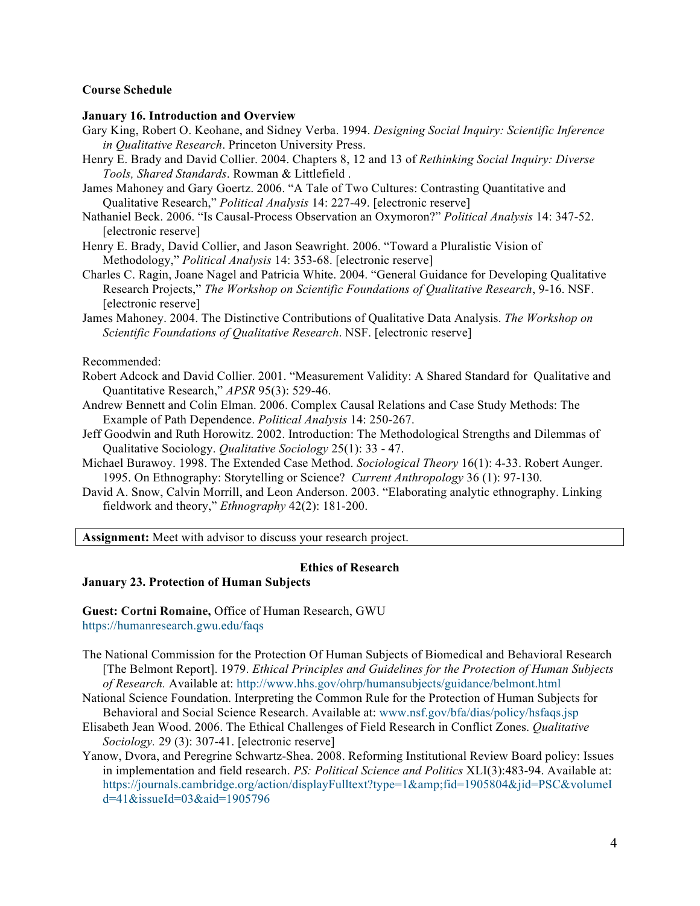**Course Schedule**

**January 16. Introduction and Overview**

Gary King, Robert O. Keohane, and Sidney Verba. 1994. *Designing Social Inquiry: Scientific Inference in Qualitative Research*. Princeton University Press.

Henry E. Brady and David Collier. 2004. Chapters 8, 12 and 13 of *Rethinking Social Inquiry: Diverse Tools, Shared Standards*. Rowman & Littlefield .

James Mahoney and Gary Goertz. 2006. "A Tale of Two Cultures: Contrasting Quantitative and Qualitative Research," *Political Analysis* 14: 227-49. [electronic reserve]

Nathaniel Beck. 2006. "Is Causal-Process Observation an Oxymoron?" *Political Analysis* 14: 347-52. [electronic reserve]

Henry E. Brady, David Collier, and Jason Seawright. 2006. "Toward a Pluralistic Vision of Methodology," *Political Analysis* 14: 353-68. [electronic reserve]

Charles C. Ragin, Joane Nagel and Patricia White. 2004. "General Guidance for Developing Qualitative Research Projects," *The Workshop on Scientific Foundations of Qualitative Research*, 9-16. NSF. [electronic reserve]

James Mahoney. 2004. The Distinctive Contributions of Qualitative Data Analysis. *The Workshop on Scientific Foundations of Qualitative Research*. NSF. [electronic reserve]

Recommended:

Robert Adcock and David Collier. 2001. "Measurement Validity: A Shared Standard for Qualitative and Quantitative Research," *APSR* 95(3): 529-46.

Andrew Bennett and Colin Elman. 2006. Complex Causal Relations and Case Study Methods: The Example of Path Dependence. *Political Analysis* 14: 250-267.

Jeff Goodwin and Ruth Horowitz. 2002. Introduction: The Methodological Strengths and Dilemmas of Qualitative Sociology. *Qualitative Sociology* 25(1): 33 - 47.

Michael Burawoy. 1998. The Extended Case Method. *Sociological Theory* 16(1): 4-33. Robert Aunger. 1995. On Ethnography: Storytelling or Science? *Current Anthropology* 36 (1): 97-130.

David A. Snow, Calvin Morrill, and Leon Anderson. 2003. "Elaborating analytic ethnography. Linking fieldwork and theory," *Ethnography* 42(2): 181-200.

**Assignment:** Meet with advisor to discuss your research project.

## Ethics of Research

**January 23. Protection of Human Subjects**

**Guest: Cortni Romaine,** Office of Human Research, GWU
https://humanresearch.gwu.edu/faqs

The National Commission for the Protection Of Human Subjects of Biomedical and Behavioral Research [The Belmont Report]. 1979. *Ethical Principles and Guidelines for the Protection of Human Subjects of Research.* Available at: http://www.hhs.gov/ohrp/humansubjects/guidance/belmont.html

National Science Foundation. Interpreting the Common Rule for the Protection of Human Subjects for Behavioral and Social Science Research. Available at: www.nsf.gov/bfa/dias/policy/hsfaqs.jsp

Elisabeth Jean Wood. 2006. The Ethical Challenges of Field Research in Conflict Zones. *Qualitative Sociology.* 29 (3): 307-41. [electronic reserve]

Yanow, Dvora, and Peregrine Schwartz-Shea. 2008. Reforming Institutional Review Board policy: Issues in implementation and field research. *PS: Political Science and Politics* XLI(3):483-94. Available at: https://journals.cambridge.org/action/displayFulltext?type=1&amp;fid=1905804&jid=PSC&volumeId=41&issueId=03&aid=1905796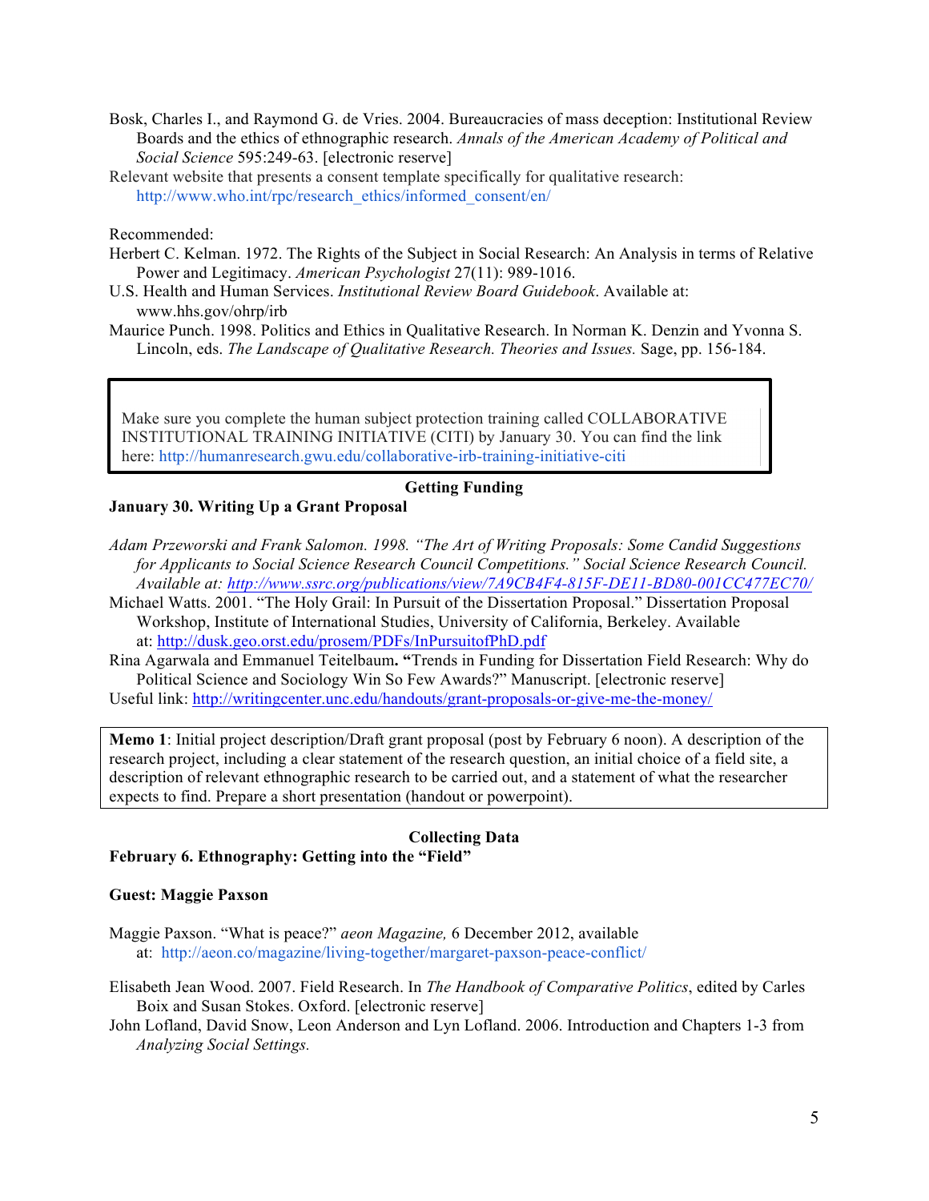Bosk, Charles I., and Raymond G. de Vries. 2004. Bureaucracies of mass deception: Institutional Review Boards and the ethics of ethnographic research. *Annals of the American Academy of Political and Social Science* 595:249-63. [electronic reserve]

Relevant website that presents a consent template specifically for qualitative research: http://www.who.int/rpc/research_ethics/informed_consent/en/

Recommended:

Herbert C. Kelman. 1972. The Rights of the Subject in Social Research: An Analysis in terms of Relative Power and Legitimacy. *American Psychologist* 27(11): 989-1016.

U.S. Health and Human Services. *Institutional Review Board Guidebook*. Available at: www.hhs.gov/ohrp/irb

Maurice Punch. 1998. Politics and Ethics in Qualitative Research. In Norman K. Denzin and Yvonna S. Lincoln, eds. *The Landscape of Qualitative Research. Theories and Issues.* Sage, pp. 156-184.

> Make sure you complete the human subject protection training called COLLABORATIVE INSTITUTIONAL TRAINING INITIATIVE (CITI) by January 30. You can find the link here: http://humanresearch.gwu.edu/collaborative-irb-training-initiative-citi

## Getting Funding

### January 30. Writing Up a Grant Proposal

*Adam Przeworski and Frank Salomon. 1998. "The Art of Writing Proposals: Some Candid Suggestions for Applicants to Social Science Research Council Competitions." Social Science Research Council. Available at: http://www.ssrc.org/publications/view/7A9CB4F4-815F-DE11-BD80-001CC477EC70/*

Michael Watts. 2001. "The Holy Grail: In Pursuit of the Dissertation Proposal." Dissertation Proposal Workshop, Institute of International Studies, University of California, Berkeley. Available at: http://dusk.geo.orst.edu/prosem/PDFs/InPursuitofPhD.pdf

Rina Agarwala and Emmanuel Teitelbaum**. "**Trends in Funding for Dissertation Field Research: Why do Political Science and Sociology Win So Few Awards?" Manuscript. [electronic reserve]

Useful link: http://writingcenter.unc.edu/handouts/grant-proposals-or-give-me-the-money/

> **Memo 1**: Initial project description/Draft grant proposal (post by February 6 noon). A description of the research project, including a clear statement of the research question, an initial choice of a field site, a description of relevant ethnographic research to be carried out, and a statement of what the researcher expects to find. Prepare a short presentation (handout or powerpoint).

## Collecting Data

### February 6. Ethnography: Getting into the "Field"

**Guest: Maggie Paxson**

Maggie Paxson. "What is peace?" *aeon Magazine,* 6 December 2012, available at: http://aeon.co/magazine/living-together/margaret-paxson-peace-conflict/

Elisabeth Jean Wood. 2007. Field Research. In *The Handbook of Comparative Politics*, edited by Carles Boix and Susan Stokes. Oxford. [electronic reserve]

John Lofland, David Snow, Leon Anderson and Lyn Lofland. 2006. Introduction and Chapters 1-3 from *Analyzing Social Settings.*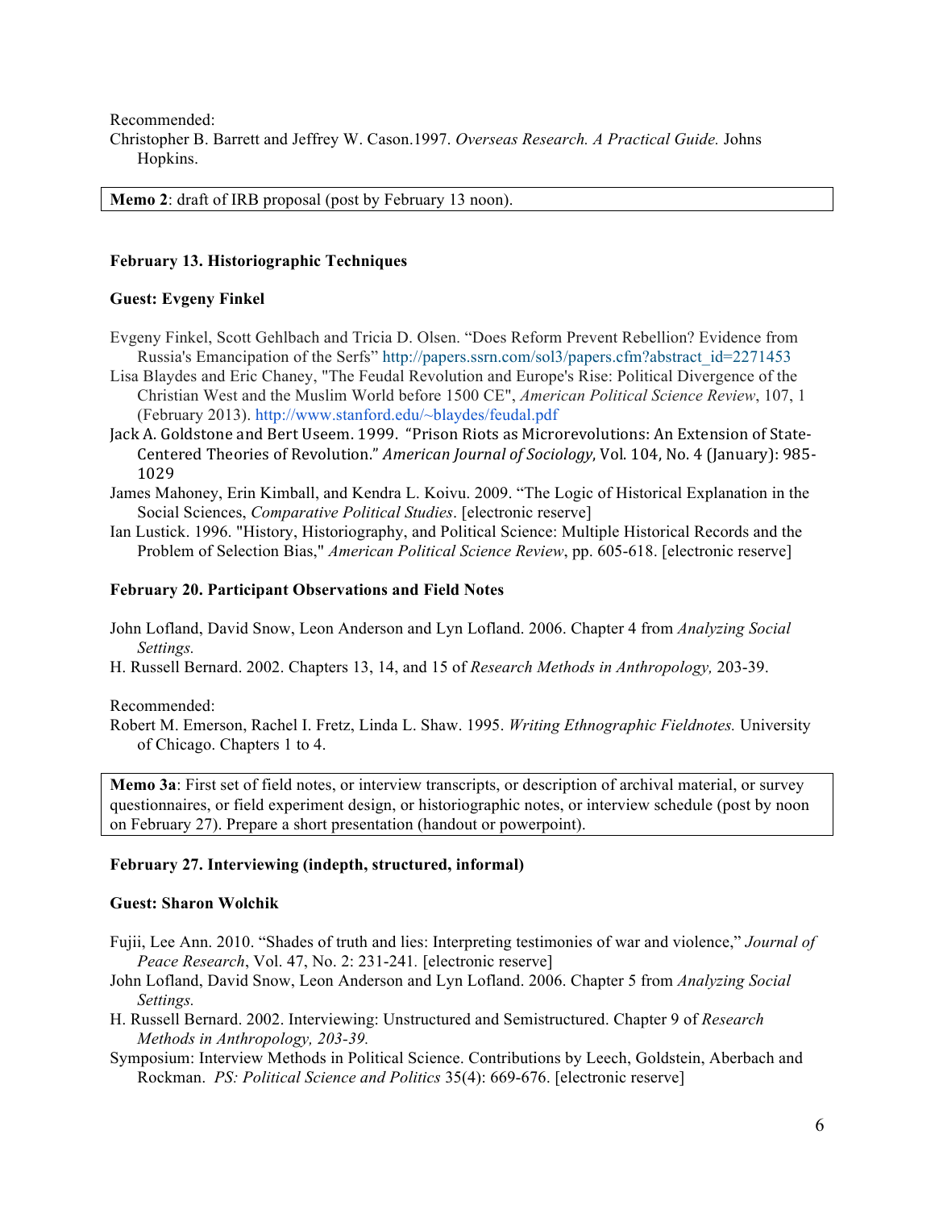Recommended:

Christopher B. Barrett and Jeffrey W. Cason.1997. *Overseas Research. A Practical Guide.* Johns Hopkins.

| **Memo 2**: draft of IRB proposal (post by February 13 noon). |
|---|

**February 13. Historiographic Techniques**

**Guest: Evgeny Finkel**

Evgeny Finkel, Scott Gehlbach and Tricia D. Olsen. "Does Reform Prevent Rebellion? Evidence from Russia's Emancipation of the Serfs" http://papers.ssrn.com/sol3/papers.cfm?abstract_id=2271453

Lisa Blaydes and Eric Chaney, "The Feudal Revolution and Europe's Rise: Political Divergence of the Christian West and the Muslim World before 1500 CE", *American Political Science Review*, 107, 1 (February 2013). http://www.stanford.edu/~blaydes/feudal.pdf

Jack A. Goldstone and Bert Useem. 1999. "Prison Riots as Microrevolutions: An Extension of State-Centered Theories of Revolution." *American Journal of Sociology*, Vol. 104, No. 4 (January): 985-1029

James Mahoney, Erin Kimball, and Kendra L. Koivu. 2009. "The Logic of Historical Explanation in the Social Sciences, *Comparative Political Studies*. [electronic reserve]

Ian Lustick. 1996. "History, Historiography, and Political Science: Multiple Historical Records and the Problem of Selection Bias," *American Political Science Review*, pp. 605-618. [electronic reserve]

**February 20. Participant Observations and Field Notes**

John Lofland, David Snow, Leon Anderson and Lyn Lofland. 2006. Chapter 4 from *Analyzing Social Settings.*

H. Russell Bernard. 2002. Chapters 13, 14, and 15 of *Research Methods in Anthropology,* 203-39.

Recommended:

Robert M. Emerson, Rachel I. Fretz, Linda L. Shaw. 1995. *Writing Ethnographic Fieldnotes.* University of Chicago. Chapters 1 to 4.

| **Memo 3a**: First set of field notes, or interview transcripts, or description of archival material, or survey questionnaires, or field experiment design, or historiographic notes, or interview schedule (post by noon on February 27). Prepare a short presentation (handout or powerpoint). |
|---|

**February 27. Interviewing (indepth, structured, informal)**

**Guest: Sharon Wolchik**

Fujii, Lee Ann. 2010. "Shades of truth and lies: Interpreting testimonies of war and violence," *Journal of Peace Research*, Vol. 47, No. 2: 231-241. [electronic reserve]

John Lofland, David Snow, Leon Anderson and Lyn Lofland. 2006. Chapter 5 from *Analyzing Social Settings.*

H. Russell Bernard. 2002. Interviewing: Unstructured and Semistructured. Chapter 9 of *Research Methods in Anthropology, 203-39.*

Symposium: Interview Methods in Political Science. Contributions by Leech, Goldstein, Aberbach and Rockman. *PS: Political Science and Politics* 35(4): 669-676. [electronic reserve]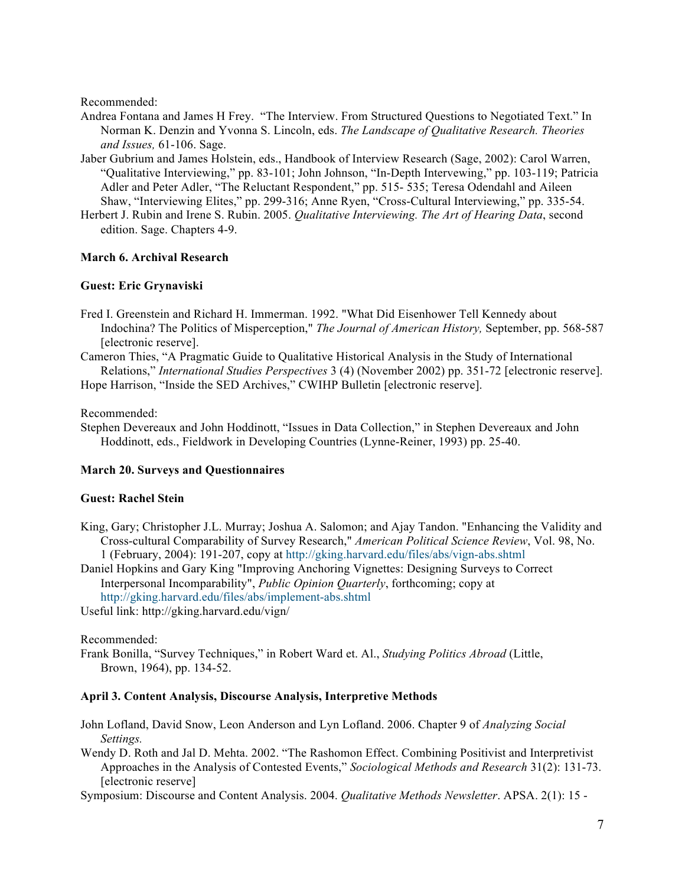Recommended:

Andrea Fontana and James H Frey. "The Interview. From Structured Questions to Negotiated Text." In Norman K. Denzin and Yvonna S. Lincoln, eds. *The Landscape of Qualitative Research. Theories and Issues,* 61-106. Sage.

Jaber Gubrium and James Holstein, eds., Handbook of Interview Research (Sage, 2002): Carol Warren, "Qualitative Interviewing," pp. 83-101; John Johnson, "In-Depth Intervewing," pp. 103-119; Patricia Adler and Peter Adler, "The Reluctant Respondent," pp. 515- 535; Teresa Odendahl and Aileen Shaw, "Interviewing Elites," pp. 299-316; Anne Ryen, "Cross-Cultural Interviewing," pp. 335-54.

Herbert J. Rubin and Irene S. Rubin. 2005. *Qualitative Interviewing. The Art of Hearing Data*, second edition. Sage. Chapters 4-9.

**March 6. Archival Research**

**Guest: Eric Grynaviski**

Fred I. Greenstein and Richard H. Immerman. 1992. "What Did Eisenhower Tell Kennedy about Indochina? The Politics of Misperception," *The Journal of American History,* September, pp. 568-587 [electronic reserve].

Cameron Thies, "A Pragmatic Guide to Qualitative Historical Analysis in the Study of International Relations," *International Studies Perspectives* 3 (4) (November 2002) pp. 351-72 [electronic reserve].

Hope Harrison, "Inside the SED Archives," CWIHP Bulletin [electronic reserve].

Recommended:

Stephen Devereaux and John Hoddinott, "Issues in Data Collection," in Stephen Devereaux and John Hoddinott, eds., Fieldwork in Developing Countries (Lynne-Reiner, 1993) pp. 25-40.

**March 20. Surveys and Questionnaires**

**Guest: Rachel Stein**

King, Gary; Christopher J.L. Murray; Joshua A. Salomon; and Ajay Tandon. "Enhancing the Validity and Cross-cultural Comparability of Survey Research," *American Political Science Review*, Vol. 98, No. 1 (February, 2004): 191-207, copy at http://gking.harvard.edu/files/abs/vign-abs.shtml

Daniel Hopkins and Gary King "Improving Anchoring Vignettes: Designing Surveys to Correct Interpersonal Incomparability", *Public Opinion Quarterly*, forthcoming; copy at http://gking.harvard.edu/files/abs/implement-abs.shtml

Useful link: http://gking.harvard.edu/vign/

Recommended:

Frank Bonilla, "Survey Techniques," in Robert Ward et. Al., *Studying Politics Abroad* (Little, Brown, 1964), pp. 134-52.

**April 3. Content Analysis, Discourse Analysis, Interpretive Methods**

John Lofland, David Snow, Leon Anderson and Lyn Lofland. 2006. Chapter 9 of *Analyzing Social Settings.*

Wendy D. Roth and Jal D. Mehta. 2002. "The Rashomon Effect. Combining Positivist and Interpretivist Approaches in the Analysis of Contested Events," *Sociological Methods and Research* 31(2): 131-73. [electronic reserve]

Symposium: Discourse and Content Analysis. 2004. *Qualitative Methods Newsletter*. APSA. 2(1): 15 -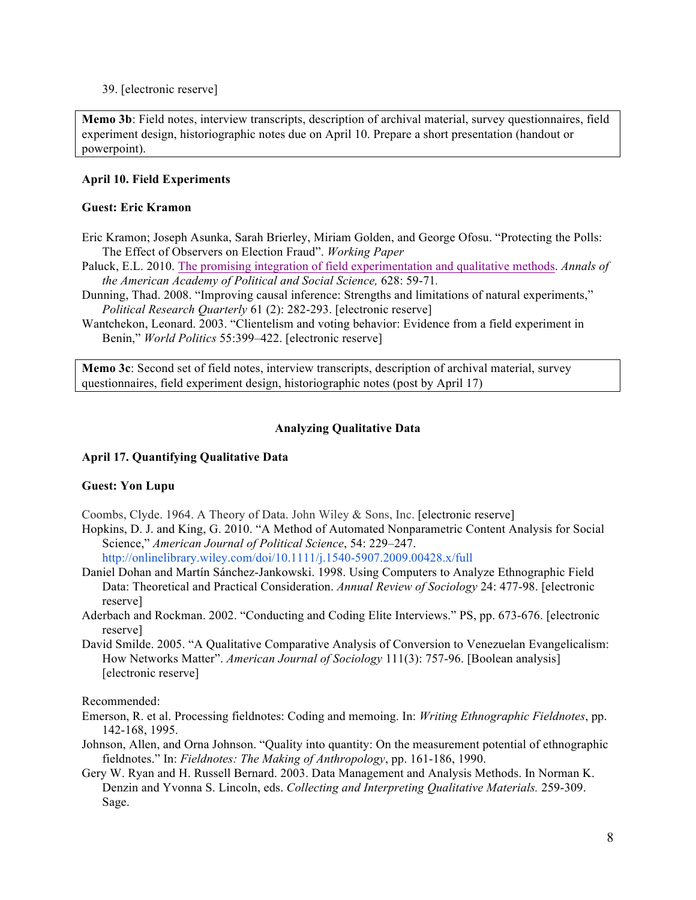39. [electronic reserve]

> **Memo 3b**: Field notes, interview transcripts, description of archival material, survey questionnaires, field experiment design, historiographic notes due on April 10. Prepare a short presentation (handout or powerpoint).

**April 10. Field Experiments**

**Guest: Eric Kramon**

Eric Kramon; Joseph Asunka, Sarah Brierley, Miriam Golden, and George Ofosu. "Protecting the Polls: The Effect of Observers on Election Fraud". *Working Paper*

Paluck, E.L. 2010. The promising integration of field experimentation and qualitative methods. *Annals of the American Academy of Political and Social Science,* 628: 59-71.

Dunning, Thad. 2008. "Improving causal inference: Strengths and limitations of natural experiments," *Political Research Quarterly* 61 (2): 282-293. [electronic reserve]

Wantchekon, Leonard. 2003. "Clientelism and voting behavior: Evidence from a field experiment in Benin," *World Politics* 55:399–422. [electronic reserve]

> **Memo 3c**: Second set of field notes, interview transcripts, description of archival material, survey questionnaires, field experiment design, historiographic notes (post by April 17)

## Analyzing Qualitative Data

**April 17. Quantifying Qualitative Data**

**Guest: Yon Lupu**

Coombs, Clyde. 1964. A Theory of Data. John Wiley & Sons, Inc. [electronic reserve]

Hopkins, D. J. and King, G. 2010. "A Method of Automated Nonparametric Content Analysis for Social Science," *American Journal of Political Science*, 54: 229–247. http://onlinelibrary.wiley.com/doi/10.1111/j.1540-5907.2009.00428.x/full

Daniel Dohan and Martín Sánchez-Jankowski. 1998. Using Computers to Analyze Ethnographic Field Data: Theoretical and Practical Consideration. *Annual Review of Sociology* 24: 477-98. [electronic reserve]

Aderbach and Rockman. 2002. "Conducting and Coding Elite Interviews." PS, pp. 673-676. [electronic reserve]

David Smilde. 2005. "A Qualitative Comparative Analysis of Conversion to Venezuelan Evangelicalism: How Networks Matter". *American Journal of Sociology* 111(3): 757-96. [Boolean analysis] [electronic reserve]

Recommended:

Emerson, R. et al. Processing fieldnotes: Coding and memoing. In: *Writing Ethnographic Fieldnotes*, pp. 142-168, 1995.

Johnson, Allen, and Orna Johnson. "Quality into quantity: On the measurement potential of ethnographic fieldnotes." In: *Fieldnotes: The Making of Anthropology*, pp. 161-186, 1990.

Gery W. Ryan and H. Russell Bernard. 2003. Data Management and Analysis Methods. In Norman K. Denzin and Yvonna S. Lincoln, eds. *Collecting and Interpreting Qualitative Materials.* 259-309. Sage.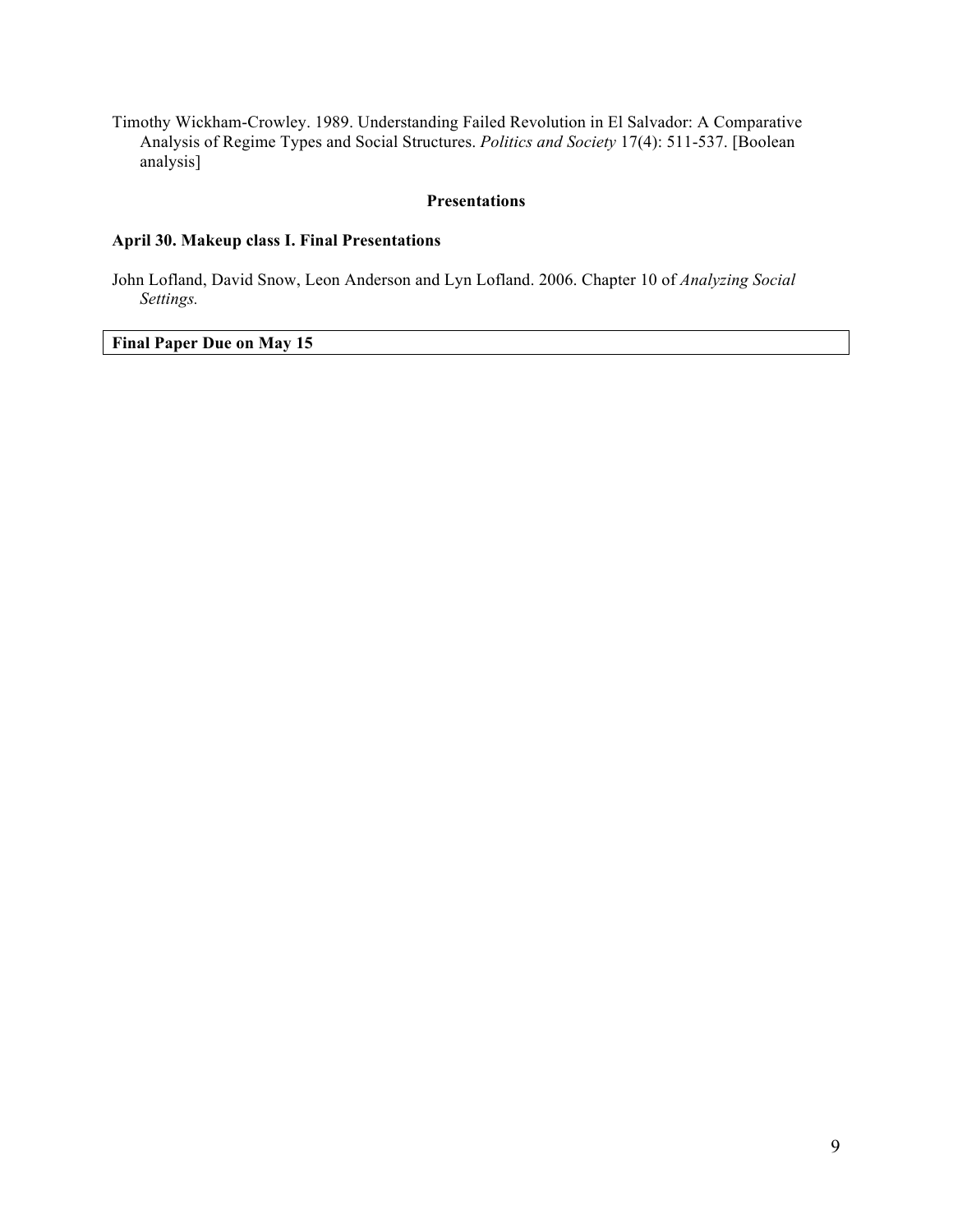Timothy Wickham-Crowley. 1989. Understanding Failed Revolution in El Salvador: A Comparative Analysis of Regime Types and Social Structures. *Politics and Society* 17(4): 511-537. [Boolean analysis]

**Presentations**

**April 30. Makeup class I. Final Presentations**

John Lofland, David Snow, Leon Anderson and Lyn Lofland. 2006. Chapter 10 of *Analyzing Social Settings.*

**Final Paper Due on May 15**